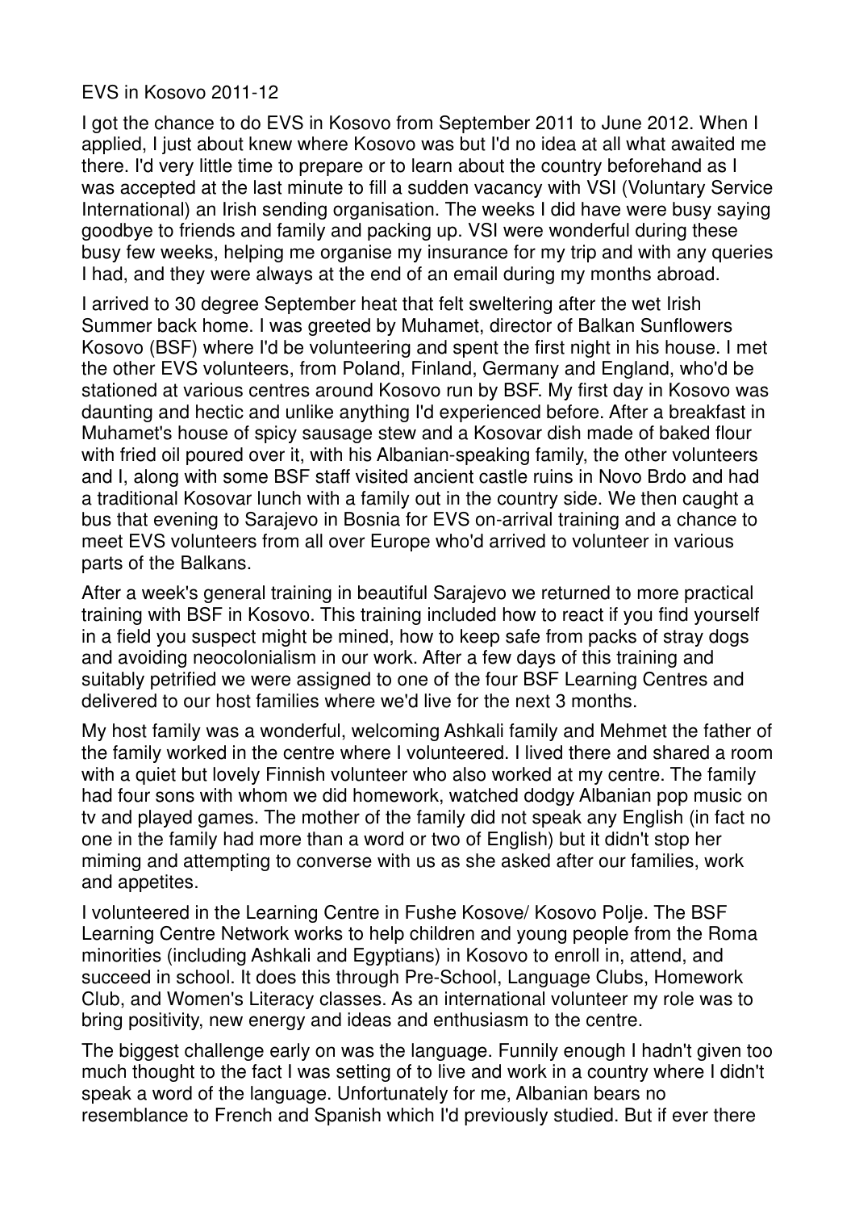# EVS in Kosovo 2011-12

I got the chance to do EVS in Kosovo from September 2011 to June 2012. When I applied, I just about knew where Kosovo was but I'd no idea at all what awaited me there. I'd very little time to prepare or to learn about the country beforehand as I was accepted at the last minute to fill a sudden vacancy with VSI (Voluntary Service International) an Irish sending organisation. The weeks I did have were busy saying goodbye to friends and family and packing up. VSI were wonderful during these busy few weeks, helping me organise my insurance for my trip and with any queries I had, and they were always at the end of an email during my months abroad.

I arrived to 30 degree September heat that felt sweltering after the wet Irish Summer back home. I was greeted by Muhamet, director of Balkan Sunflowers Kosovo (BSF) where I'd be volunteering and spent the first night in his house. I met the other EVS volunteers, from Poland, Finland, Germany and England, who'd be stationed at various centres around Kosovo run by BSF. My first day in Kosovo was daunting and hectic and unlike anything I'd experienced before. After a breakfast in Muhamet's house of spicy sausage stew and a Kosovar dish made of baked flour with fried oil poured over it, with his Albanian-speaking family, the other volunteers and I, along with some BSF staff visited ancient castle ruins in Novo Brdo and had a traditional Kosovar lunch with a family out in the country side. We then caught a bus that evening to Sarajevo in Bosnia for EVS on-arrival training and a chance to meet EVS volunteers from all over Europe who'd arrived to volunteer in various parts of the Balkans.

After a week's general training in beautiful Sarajevo we returned to more practical training with BSF in Kosovo. This training included how to react if you find yourself in a field you suspect might be mined, how to keep safe from packs of stray dogs and avoiding neocolonialism in our work. After a few days of this training and suitably petrified we were assigned to one of the four BSF Learning Centres and delivered to our host families where we'd live for the next 3 months.

My host family was a wonderful, welcoming Ashkali family and Mehmet the father of the family worked in the centre where I volunteered. I lived there and shared a room with a quiet but lovely Finnish volunteer who also worked at my centre. The family had four sons with whom we did homework, watched dodgy Albanian pop music on tv and played games. The mother of the family did not speak any English (in fact no one in the family had more than a word or two of English) but it didn't stop her miming and attempting to converse with us as she asked after our families, work and appetites.

I volunteered in the Learning Centre in Fushe Kosove/ Kosovo Polje. The BSF Learning Centre Network works to help children and young people from the Roma minorities (including Ashkali and Egyptians) in Kosovo to enroll in, attend, and succeed in school. It does this through Pre-School, Language Clubs, Homework Club, and Women's Literacy classes. As an international volunteer my role was to bring positivity, new energy and ideas and enthusiasm to the centre.

The biggest challenge early on was the language. Funnily enough I hadn't given too much thought to the fact I was setting of to live and work in a country where I didn't speak a word of the language. Unfortunately for me, Albanian bears no resemblance to French and Spanish which I'd previously studied. But if ever there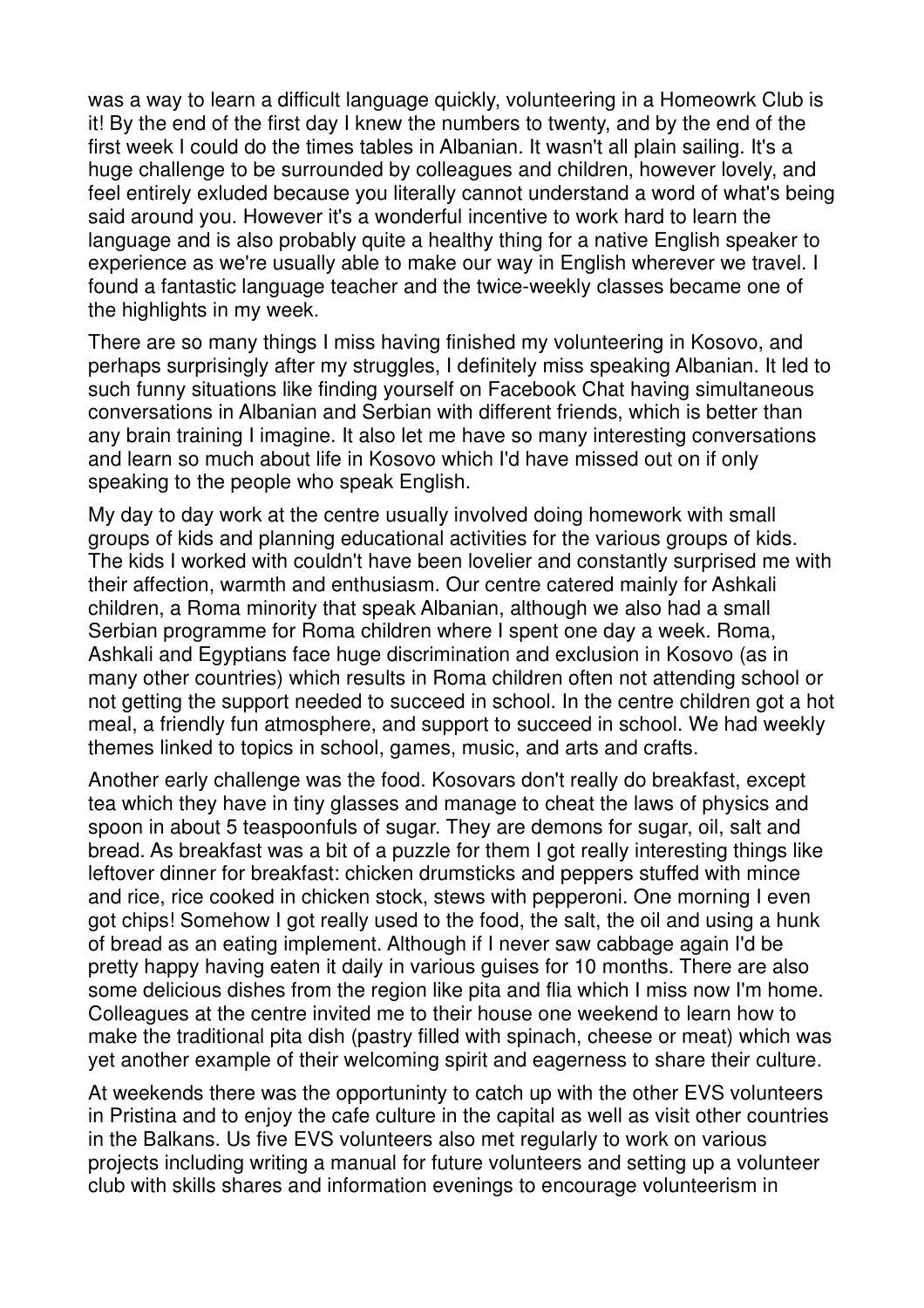was a way to learn a difficult language quickly, volunteering in a Homeowrk Club is it! By the end of the first day I knew the numbers to twenty, and by the end of the first week I could do the times tables in Albanian. It wasn't all plain sailing. It's a huge challenge to be surrounded by colleagues and children, however lovely, and feel entirely exluded because you literally cannot understand a word of what's being said around you. However it's a wonderful incentive to work hard to learn the language and is also probably quite a healthy thing for a native English speaker to experience as we're usually able to make our way in English wherever we travel. I found a fantastic language teacher and the twice-weekly classes became one of the highlights in my week.

There are so many things I miss having finished my volunteering in Kosovo, and perhaps surprisingly after my struggles, I definitely miss speaking Albanian. It led to such funny situations like finding yourself on Facebook Chat having simultaneous conversations in Albanian and Serbian with different friends, which is better than any brain training I imagine. It also let me have so many interesting conversations and learn so much about life in Kosovo which I'd have missed out on if only speaking to the people who speak English.

My day to day work at the centre usually involved doing homework with small groups of kids and planning educational activities for the various groups of kids. The kids I worked with couldn't have been lovelier and constantly surprised me with their affection, warmth and enthusiasm. Our centre catered mainly for Ashkali children, a Roma minority that speak Albanian, although we also had a small Serbian programme for Roma children where I spent one day a week. Roma, Ashkali and Egyptians face huge discrimination and exclusion in Kosovo (as in many other countries) which results in Roma children often not attending school or not getting the support needed to succeed in school. In the centre children got a hot meal, a friendly fun atmosphere, and support to succeed in school. We had weekly themes linked to topics in school, games, music, and arts and crafts.

Another early challenge was the food. Kosovars don't really do breakfast, except tea which they have in tiny glasses and manage to cheat the laws of physics and spoon in about 5 teaspoonfuls of sugar. They are demons for sugar, oil, salt and bread. As breakfast was a bit of a puzzle for them I got really interesting things like leftover dinner for breakfast: chicken drumsticks and peppers stuffed with mince and rice, rice cooked in chicken stock, stews with pepperoni. One morning I even got chips! Somehow I got really used to the food, the salt, the oil and using a hunk of bread as an eating implement. Although if I never saw cabbage again I'd be pretty happy having eaten it daily in various guises for 10 months. There are also some delicious dishes from the region like pita and flia which I miss now I'm home. Colleagues at the centre invited me to their house one weekend to learn how to make the traditional pita dish (pastry filled with spinach, cheese or meat) which was yet another example of their welcoming spirit and eagerness to share their culture.

At weekends there was the opportuninty to catch up with the other EVS volunteers in Pristina and to enjoy the cafe culture in the capital as well as visit other countries in the Balkans. Us five EVS volunteers also met regularly to work on various projects including writing a manual for future volunteers and setting up a volunteer club with skills shares and information evenings to encourage volunteerism in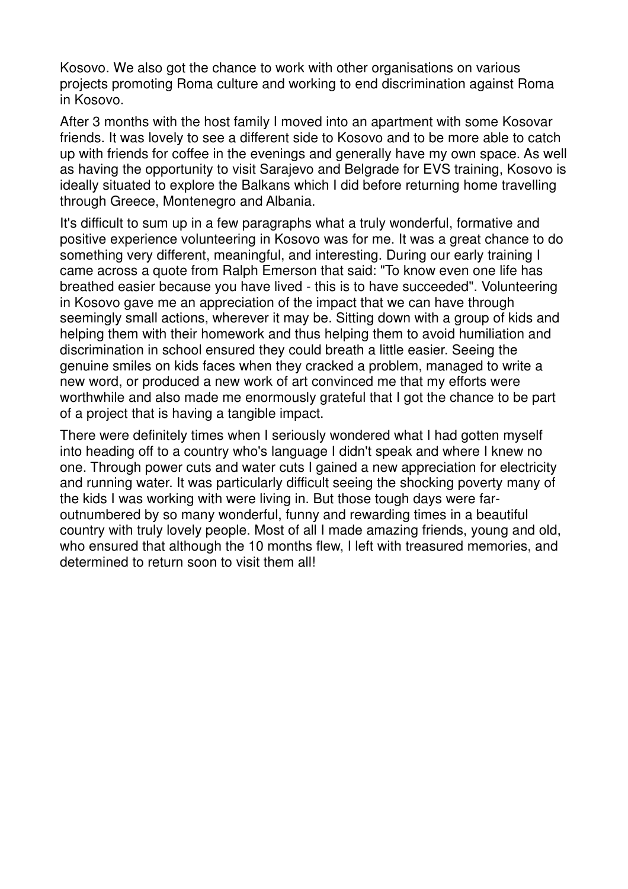Kosovo. We also got the chance to work with other organisations on various projects promoting Roma culture and working to end discrimination against Roma in Kosovo.

After 3 months with the host family I moved into an apartment with some Kosovar friends. It was lovely to see a different side to Kosovo and to be more able to catch up with friends for coffee in the evenings and generally have my own space. As well as having the opportunity to visit Sarajevo and Belgrade for EVS training, Kosovo is ideally situated to explore the Balkans which I did before returning home travelling through Greece, Montenegro and Albania.

It's difficult to sum up in a few paragraphs what a truly wonderful, formative and positive experience volunteering in Kosovo was for me. It was a great chance to do something very different, meaningful, and interesting. During our early training I came across a quote from Ralph Emerson that said: "To know even one life has breathed easier because you have lived - this is to have succeeded". Volunteering in Kosovo gave me an appreciation of the impact that we can have through seemingly small actions, wherever it may be. Sitting down with a group of kids and helping them with their homework and thus helping them to avoid humiliation and discrimination in school ensured they could breath a little easier. Seeing the genuine smiles on kids faces when they cracked a problem, managed to write a new word, or produced a new work of art convinced me that my efforts were worthwhile and also made me enormously grateful that I got the chance to be part of a project that is having a tangible impact.

There were definitely times when I seriously wondered what I had gotten myself into heading off to a country who's language I didn't speak and where I knew no one. Through power cuts and water cuts I gained a new appreciation for electricity and running water. It was particularly difficult seeing the shocking poverty many of the kids I was working with were living in. But those tough days were far-outnumbered by so many wonderful, funny and rewarding times in a beautiful country with truly lovely people. Most of all I made amazing friends, young and old, who ensured that although the 10 months flew, I left with treasured memories, and determined to return soon to visit them all!